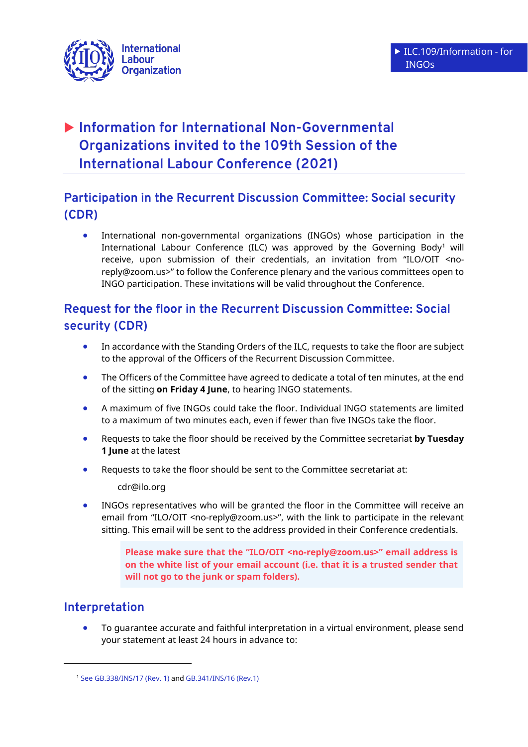International Labour Organization

ILC.109/Information - for INGOs

# Information for International Non-Governmental Organizations invited to the 109th Session of the International Labour Conference (2021)

## Participation in the Recurrent Discussion Committee: Social security (CDR)

- International non-governmental organizations (INGOs) whose participation in the International Labour Conference (ILC) was approved by the Governing Body[1] will receive, upon submission of their credentials, an invitation from "ILO/OIT <no-reply@zoom.us>" to follow the Conference plenary and the various committees open to INGO participation. These invitations will be valid throughout the Conference.

## Request for the floor in the Recurrent Discussion Committee: Social security (CDR)

- In accordance with the Standing Orders of the ILC, requests to take the floor are subject to the approval of the Officers of the Recurrent Discussion Committee.
- The Officers of the Committee have agreed to dedicate a total of ten minutes, at the end of the sitting **on Friday 4 June**, to hearing INGO statements.
- A maximum of five INGOs could take the floor. Individual INGO statements are limited to a maximum of two minutes each, even if fewer than five INGOs take the floor.
- Requests to take the floor should be received by the Committee secretariat **by Tuesday 1 June** at the latest
- Requests to take the floor should be sent to the Committee secretariat at:

  cdr@ilo.org
- INGOs representatives who will be granted the floor in the Committee will receive an email from "ILO/OIT <no-reply@zoom.us>", with the link to participate in the relevant sitting. This email will be sent to the address provided in their Conference credentials.

  **Please make sure that the "ILO/OIT <no-reply@zoom.us>" email address is on the white list of your email account (i.e. that it is a trusted sender that will not go to the junk or spam folders).**

## Interpretation

- To guarantee accurate and faithful interpretation in a virtual environment, please send your statement at least 24 hours in advance to:

---

[1] See GB.338/INS/17 (Rev. 1) and GB.341/INS/16 (Rev.1)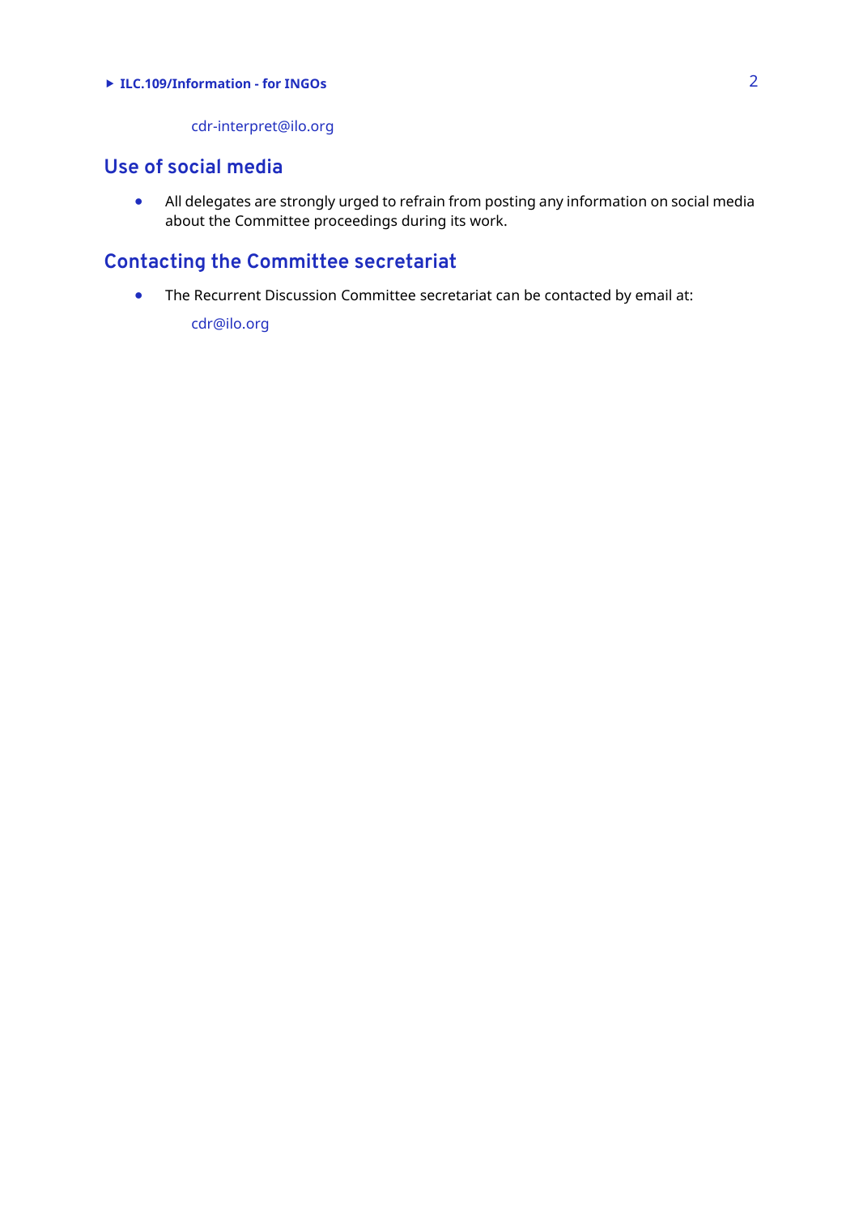cdr-interpret@ilo.org

## Use of social media

- All delegates are strongly urged to refrain from posting any information on social media about the Committee proceedings during its work.

## Contacting the Committee secretariat

- The Recurrent Discussion Committee secretariat can be contacted by email at:

  cdr@ilo.org